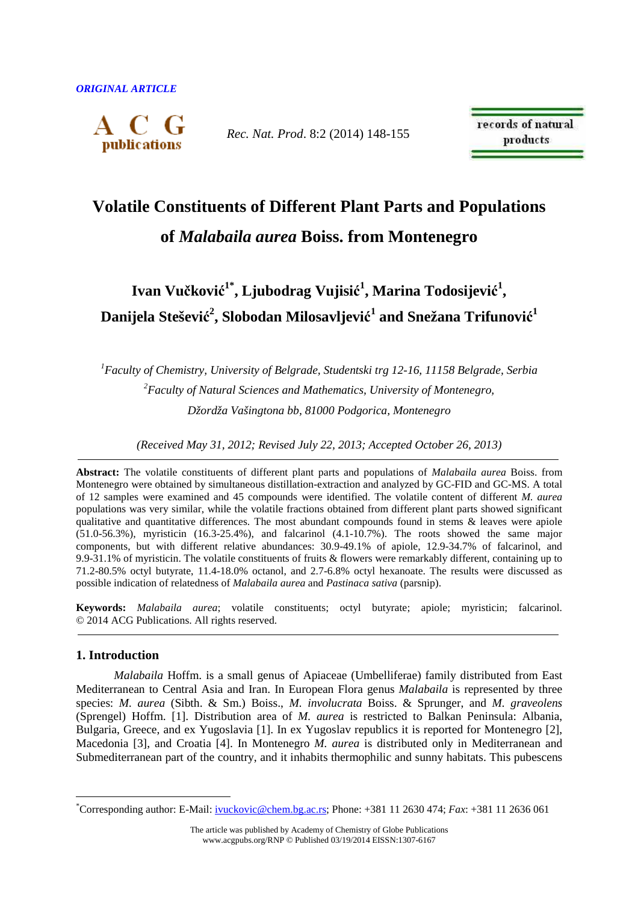*ORIGINAL ARTICLE*

# Volatile Constituents of Different Plant Parts and Populations of *Malabaila aurea* Boiss. from Montenegro

**Ivan Vučković[1*], Ljubodrag Vujisić[1], Marina Todosijević[1], Danijela Stešević[2], Slobodan Milosavljević[1] and Snežana Trifunović[1]**

[1]*Faculty of Chemistry, University of Belgrade, Studentski trg 12-16, 11158 Belgrade, Serbia*

[2]*Faculty of Natural Sciences and Mathematics, University of Montenegro, Džordža Vašingtona bb, 81000 Podgorica, Montenegro*

*(Received May 31, 2012; Revised July 22, 2013; Accepted October 26, 2013)*

**Abstract:** The volatile constituents of different plant parts and populations of *Malabaila aurea* Boiss. from Montenegro were obtained by simultaneous distillation-extraction and analyzed by GC-FID and GC-MS. A total of 12 samples were examined and 45 compounds were identified. The volatile content of different *M. aurea* populations was very similar, while the volatile fractions obtained from different plant parts showed significant qualitative and quantitative differences. The most abundant compounds found in stems & leaves were apiole (51.0-56.3%), myristicin (16.3-25.4%), and falcarinol (4.1-10.7%). The roots showed the same major components, but with different relative abundances: 30.9-49.1% of apiole, 12.9-34.7% of falcarinol, and 9.9-31.1% of myristicin. The volatile constituents of fruits & flowers were remarkably different, containing up to 71.2-80.5% octyl butyrate, 11.4-18.0% octanol, and 2.7-6.8% octyl hexanoate. The results were discussed as possible indication of relatedness of *Malabaila aurea* and *Pastinaca sativa* (parsnip).

**Keywords:** *Malabaila aurea*; volatile constituents; octyl butyrate; apiole; myristicin; falcarinol. © 2014 ACG Publications. All rights reserved.

## 1. Introduction

*Malabaila* Hoffm. is a small genus of Apiaceae (Umbelliferae) family distributed from East Mediterranean to Central Asia and Iran. In European Flora genus *Malabaila* is represented by three species: *M. aurea* (Sibth. & Sm.) Boiss., *M. involucrata* Boiss. & Sprunger, and *M. graveolens* (Sprengel) Hoffm. [1]. Distribution area of *M. aurea* is restricted to Balkan Peninsula: Albania, Bulgaria, Greece, and ex Yugoslavia [1]. In ex Yugoslav republics it is reported for Montenegro [2], Macedonia [3], and Croatia [4]. In Montenegro *M. aurea* is distributed only in Mediterranean and Submediterranean part of the country, and it inhabits thermophilic and sunny habitats. This pubescens

*Corresponding author: E-Mail: ivuckovic@chem.bg.ac.rs; Phone: +381 11 2630 474; *Fax*: +381 11 2636 061

The article was published by Academy of Chemistry of Globe Publications www.acgpubs.org/RNP © Published 03/19/2014 EISSN:1307-6167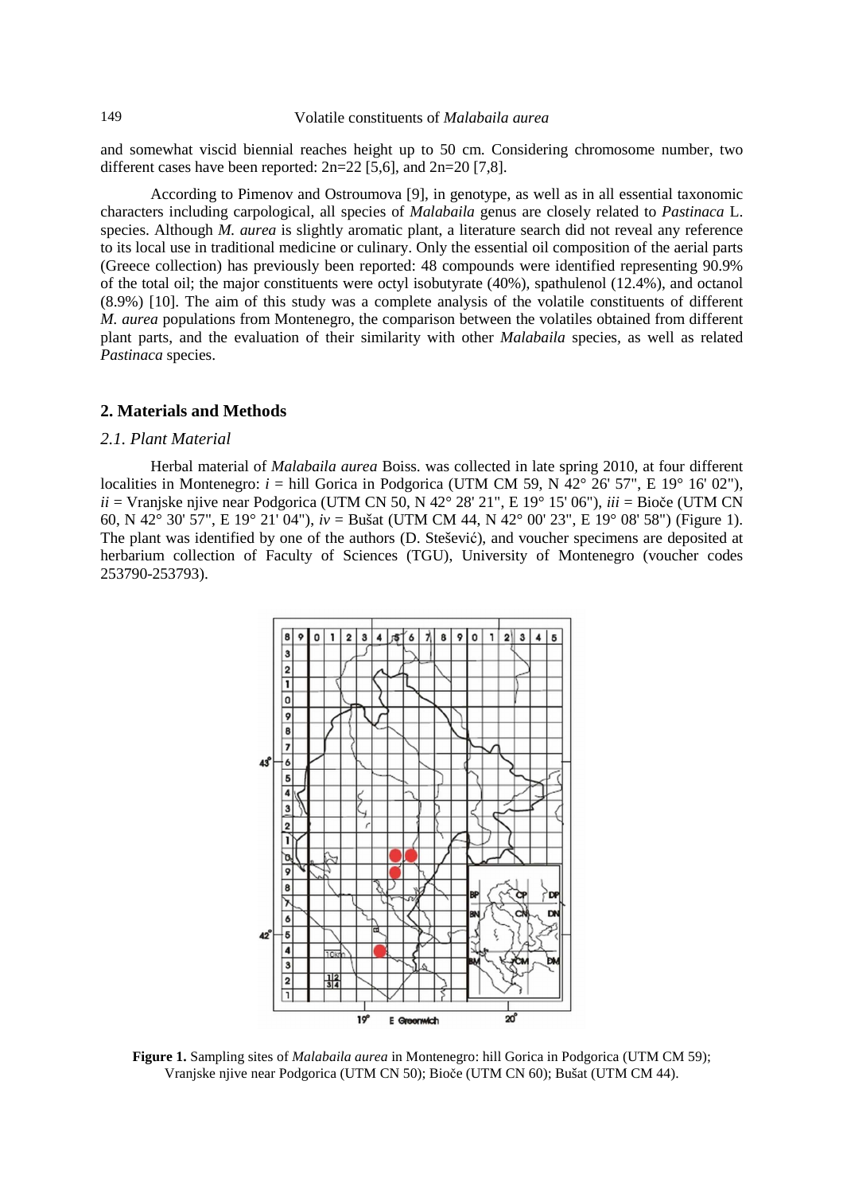and somewhat viscid biennial reaches height up to 50 cm. Considering chromosome number, two different cases have been reported: 2n=22 [5,6], and 2n=20 [7,8].

According to Pimenov and Ostroumova [9], in genotype, as well as in all essential taxonomic characters including carpological, all species of *Malabaila* genus are closely related to *Pastinaca* L. species. Although *M. aurea* is slightly aromatic plant, a literature search did not reveal any reference to its local use in traditional medicine or culinary. Only the essential oil composition of the aerial parts (Greece collection) has previously been reported: 48 compounds were identified representing 90.9% of the total oil; the major constituents were octyl isobutyrate (40%), spathulenol (12.4%), and octanol (8.9%) [10]. The aim of this study was a complete analysis of the volatile constituents of different *M. aurea* populations from Montenegro, the comparison between the volatiles obtained from different plant parts, and the evaluation of their similarity with other *Malabaila* species, as well as related *Pastinaca* species.

## 2. Materials and Methods

### *2.1. Plant Material*

Herbal material of *Malabaila aurea* Boiss. was collected in late spring 2010, at four different localities in Montenegro: *i* = hill Gorica in Podgorica (UTM CM 59, N 42° 26' 57", E 19° 16' 02"), *ii* = Vranjske njive near Podgorica (UTM CN 50, N 42° 28' 21", E 19° 15' 06"), *iii* = Bioče (UTM CN 60, N 42° 30' 57", E 19° 21' 04"), *iv* = Bušat (UTM CM 44, N 42° 00' 23", E 19° 08' 58") (Figure 1). The plant was identified by one of the authors (D. Stešević), and voucher specimens are deposited at herbarium collection of Faculty of Sciences (TGU), University of Montenegro (voucher codes 253790-253793).

**Figure 1.** Sampling sites of *Malabaila aurea* in Montenegro: hill Gorica in Podgorica (UTM CM 59); Vranjske njive near Podgorica (UTM CN 50); Bioče (UTM CN 60); Bušat (UTM CM 44).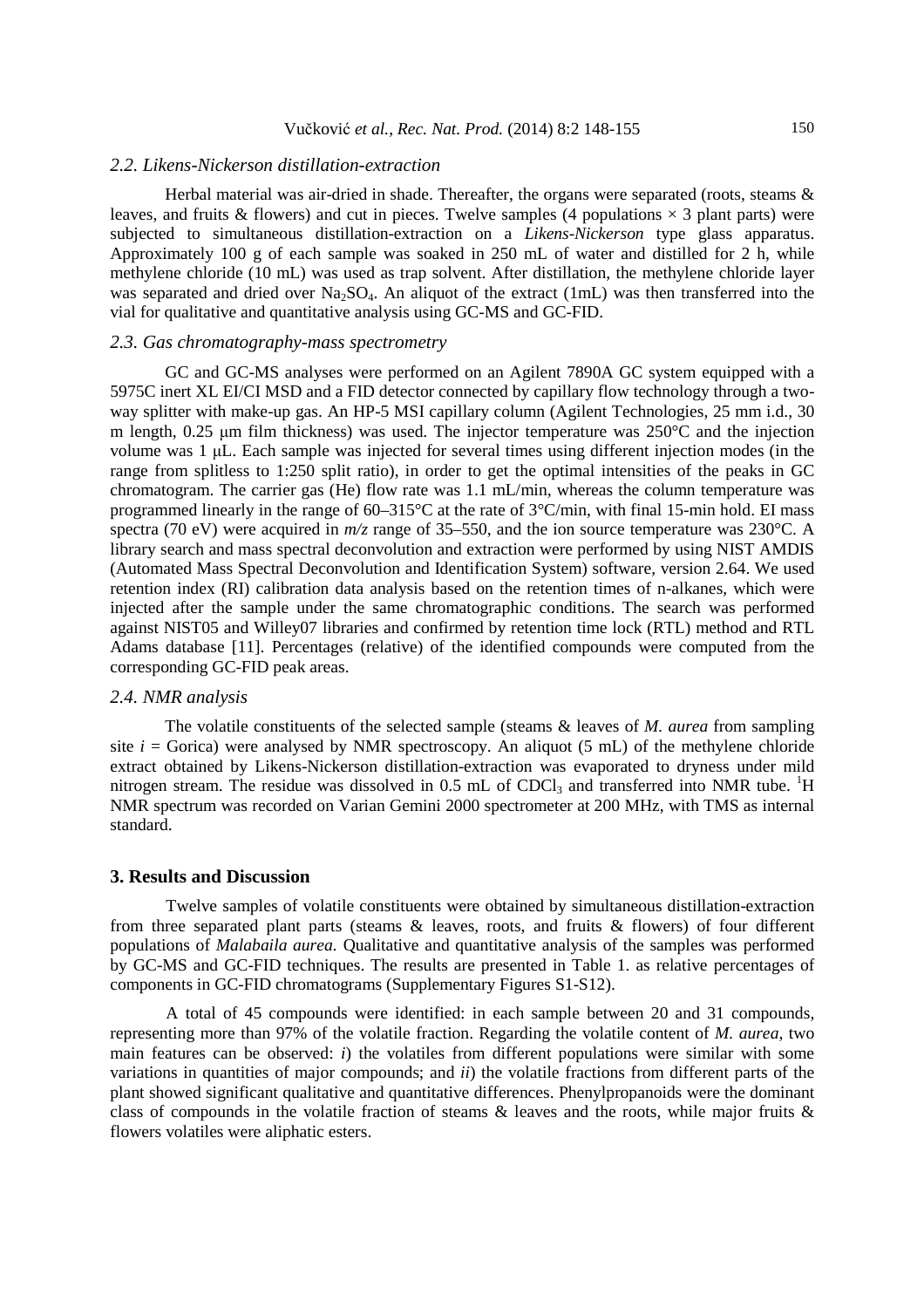### *2.2. Likens-Nickerson distillation-extraction*

Herbal material was air-dried in shade. Thereafter, the organs were separated (roots, steams & leaves, and fruits & flowers) and cut in pieces. Twelve samples (4 populations × 3 plant parts) were subjected to simultaneous distillation-extraction on a *Likens-Nickerson* type glass apparatus. Approximately 100 g of each sample was soaked in 250 mL of water and distilled for 2 h, while methylene chloride (10 mL) was used as trap solvent. After distillation, the methylene chloride layer was separated and dried over $Na_2SO_4$. An aliquot of the extract (1mL) was then transferred into the vial for qualitative and quantitative analysis using GC-MS and GC-FID.

### *2.3. Gas chromatography-mass spectrometry*

GC and GC-MS analyses were performed on an Agilent 7890A GC system equipped with a 5975C inert XL EI/CI MSD and a FID detector connected by capillary flow technology through a two-way splitter with make-up gas. An HP-5 MSI capillary column (Agilent Technologies, 25 mm i.d., 30 m length, 0.25 μm film thickness) was used. The injector temperature was 250°C and the injection volume was 1 μL. Each sample was injected for several times using different injection modes (in the range from splitless to 1:250 split ratio), in order to get the optimal intensities of the peaks in GC chromatogram. The carrier gas (He) flow rate was 1.1 mL/min, whereas the column temperature was programmed linearly in the range of 60–315°C at the rate of 3°C/min, with final 15-min hold. EI mass spectra (70 eV) were acquired in *m/z* range of 35–550, and the ion source temperature was 230°C. A library search and mass spectral deconvolution and extraction were performed by using NIST AMDIS (Automated Mass Spectral Deconvolution and Identification System) software, version 2.64. We used retention index (RI) calibration data analysis based on the retention times of n-alkanes, which were injected after the sample under the same chromatographic conditions. The search was performed against NIST05 and Willey07 libraries and confirmed by retention time lock (RTL) method and RTL Adams database [11]. Percentages (relative) of the identified compounds were computed from the corresponding GC-FID peak areas.

### *2.4. NMR analysis*

The volatile constituents of the selected sample (steams & leaves of *M. aurea* from sampling site *i* = Gorica) were analysed by NMR spectroscopy. An aliquot (5 mL) of the methylene chloride extract obtained by Likens-Nickerson distillation-extraction was evaporated to dryness under mild nitrogen stream. The residue was dissolved in 0.5 mL of $CDCl_3$ and transferred into NMR tube. $^1$H NMR spectrum was recorded on Varian Gemini 2000 spectrometer at 200 MHz, with TMS as internal standard.

## 3. Results and Discussion

Twelve samples of volatile constituents were obtained by simultaneous distillation-extraction from three separated plant parts (steams & leaves, roots, and fruits & flowers) of four different populations of *Malabaila aurea.* Qualitative and quantitative analysis of the samples was performed by GC-MS and GC-FID techniques. The results are presented in Table 1. as relative percentages of components in GC-FID chromatograms (Supplementary Figures S1-S12).

A total of 45 compounds were identified: in each sample between 20 and 31 compounds, representing more than 97% of the volatile fraction. Regarding the volatile content of *M. aurea*, two main features can be observed: *i*) the volatiles from different populations were similar with some variations in quantities of major compounds; and *ii*) the volatile fractions from different parts of the plant showed significant qualitative and quantitative differences. Phenylpropanoids were the dominant class of compounds in the volatile fraction of steams & leaves and the roots, while major fruits & flowers volatiles were aliphatic esters.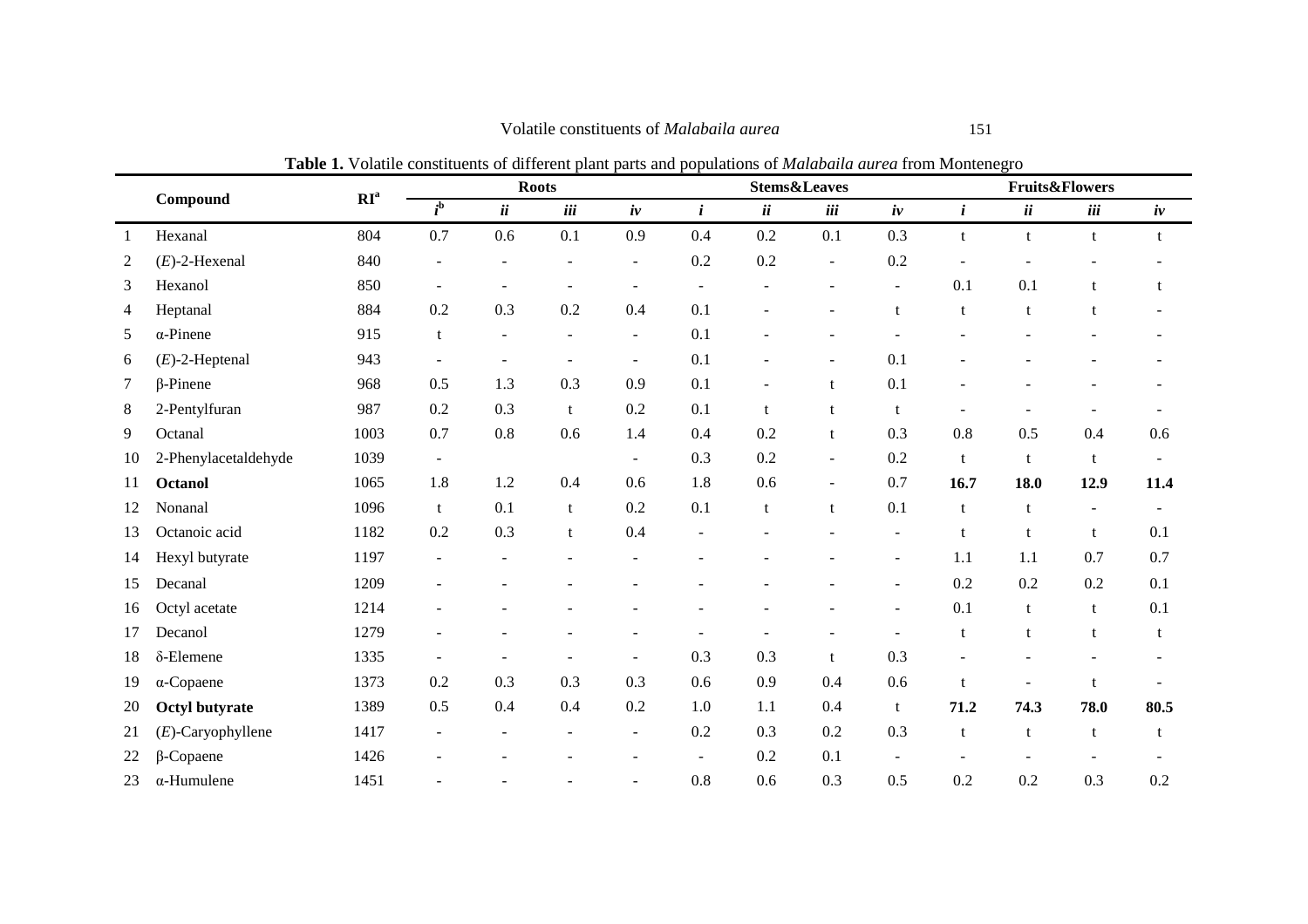**Table 1.** Volatile constituents of different plant parts and populations of *Malabaila aurea* from Montenegro

| | Compound | RI[a] | Roots | | | | Stems&Leaves | | | | Fruits&Flowers | | | |
|---|---|---|---|---|---|---|---|---|---|---|---|---|---|---|
| | | | *i*[b] | *ii* | *iii* | *iv* | *i* | *ii* | *iii* | *iv* | *i* | *ii* | *iii* | *iv* |
| 1 | Hexanal | 804 | 0.7 | 0.6 | 0.1 | 0.9 | 0.4 | 0.2 | 0.1 | 0.3 | t | t | t | t |
| 2 | (*E*)-2-Hexenal | 840 | - | - | - | - | 0.2 | 0.2 | - | 0.2 | - | - | - | - |
| 3 | Hexanol | 850 | - | - | - | - | - | - | - | - | 0.1 | 0.1 | t | t |
| 4 | Heptanal | 884 | 0.2 | 0.3 | 0.2 | 0.4 | 0.1 | - | - | t | t | t | t | - |
| 5 | α-Pinene | 915 | t | - | - | - | 0.1 | - | - | - | - | - | - | - |
| 6 | (*E*)-2-Heptenal | 943 | - | - | - | - | 0.1 | - | - | 0.1 | - | - | - | - |
| 7 | β-Pinene | 968 | 0.5 | 1.3 | 0.3 | 0.9 | 0.1 | - | t | 0.1 | - | - | - | - |
| 8 | 2-Pentylfuran | 987 | 0.2 | 0.3 | t | 0.2 | 0.1 | t | t | t | - | - | - | - |
| 9 | Octanal | 1003 | 0.7 | 0.8 | 0.6 | 1.4 | 0.4 | 0.2 | t | 0.3 | 0.8 | 0.5 | 0.4 | 0.6 |
| 10 | 2-Phenylacetaldehyde | 1039 | - | | | - | 0.3 | 0.2 | - | 0.2 | t | t | t | - |
| 11 | **Octanol** | 1065 | 1.8 | 1.2 | 0.4 | 0.6 | 1.8 | 0.6 | - | 0.7 | **16.7** | **18.0** | **12.9** | **11.4** |
| 12 | Nonanal | 1096 | t | 0.1 | t | 0.2 | 0.1 | t | t | 0.1 | t | t | - | - |
| 13 | Octanoic acid | 1182 | 0.2 | 0.3 | t | 0.4 | - | - | - | - | t | t | t | 0.1 |
| 14 | Hexyl butyrate | 1197 | - | - | - | - | - | - | - | - | 1.1 | 1.1 | 0.7 | 0.7 |
| 15 | Decanal | 1209 | - | - | - | - | - | - | - | - | 0.2 | 0.2 | 0.2 | 0.1 |
| 16 | Octyl acetate | 1214 | - | - | - | - | - | - | - | - | 0.1 | t | t | 0.1 |
| 17 | Decanol | 1279 | - | - | - | - | - | - | - | - | t | t | t | t |
| 18 | δ-Elemene | 1335 | - | - | - | - | 0.3 | 0.3 | t | 0.3 | - | - | - | - |
| 19 | α-Copaene | 1373 | 0.2 | 0.3 | 0.3 | 0.3 | 0.6 | 0.9 | 0.4 | 0.6 | t | - | t | - |
| 20 | **Octyl butyrate** | 1389 | 0.5 | 0.4 | 0.4 | 0.2 | 1.0 | 1.1 | 0.4 | t | **71.2** | **74.3** | **78.0** | **80.5** |
| 21 | (*E*)-Caryophyllene | 1417 | - | - | - | - | 0.2 | 0.3 | 0.2 | 0.3 | t | t | t | t |
| 22 | β-Copaene | 1426 | - | - | - | - | - | 0.2 | 0.1 | - | - | - | - | - |
| 23 | α-Humulene | 1451 | - | - | - | - | 0.8 | 0.6 | 0.3 | 0.5 | 0.2 | 0.2 | 0.3 | 0.2 |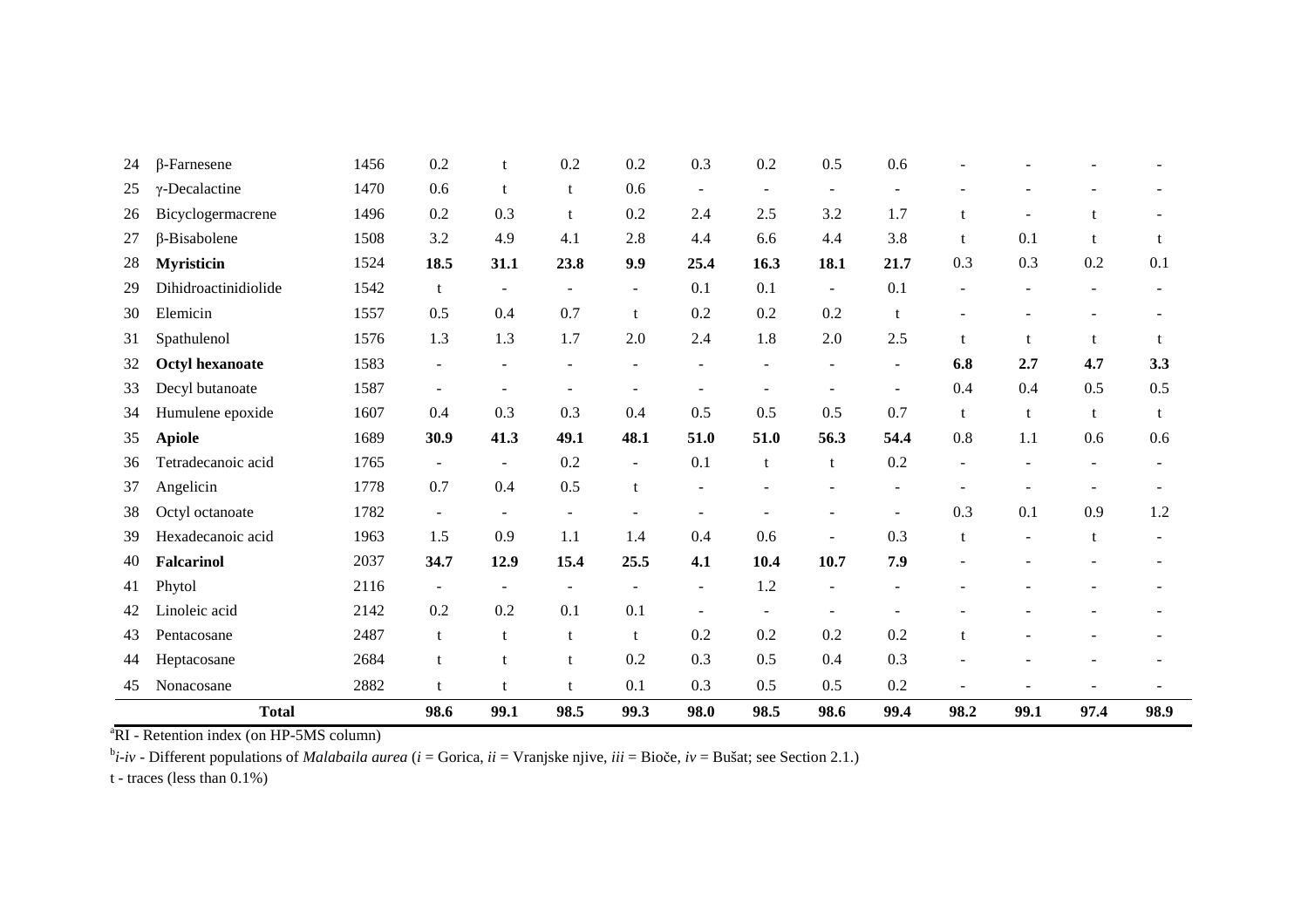| 24 | β-Farnesene | 1456 | 0.2 | t | 0.2 | 0.2 | 0.3 | 0.2 | 0.5 | 0.6 | - | - | - | - |
|---|---|---|---|---|---|---|---|---|---|---|---|---|---|---|
| 25 | γ-Decalactine | 1470 | 0.6 | t | t | 0.6 | - | - | - | - | - | - | - | - |
| 26 | Bicyclogermacrene | 1496 | 0.2 | 0.3 | t | 0.2 | 2.4 | 2.5 | 3.2 | 1.7 | t | - | t | - |
| 27 | β-Bisabolene | 1508 | 3.2 | 4.9 | 4.1 | 2.8 | 4.4 | 6.6 | 4.4 | 3.8 | t | 0.1 | t | t |
| 28 | **Myristicin** | 1524 | **18.5** | **31.1** | **23.8** | **9.9** | **25.4** | **16.3** | **18.1** | **21.7** | 0.3 | 0.3 | 0.2 | 0.1 |
| 29 | Dihidroactinidiolide | 1542 | t | - | - | - | 0.1 | 0.1 | - | 0.1 | - | - | - | - |
| 30 | Elemicin | 1557 | 0.5 | 0.4 | 0.7 | t | 0.2 | 0.2 | 0.2 | t | - | - | - | - |
| 31 | Spathulenol | 1576 | 1.3 | 1.3 | 1.7 | 2.0 | 2.4 | 1.8 | 2.0 | 2.5 | t | t | t | t |
| 32 | **Octyl hexanoate** | 1583 | - | - | - | - | - | - | - | - | **6.8** | **2.7** | **4.7** | **3.3** |
| 33 | Decyl butanoate | 1587 | - | - | - | - | - | - | - | - | 0.4 | 0.4 | 0.5 | 0.5 |
| 34 | Humulene epoxide | 1607 | 0.4 | 0.3 | 0.3 | 0.4 | 0.5 | 0.5 | 0.5 | 0.7 | t | t | t | t |
| 35 | **Apiole** | 1689 | **30.9** | **41.3** | **49.1** | **48.1** | **51.0** | **51.0** | **56.3** | **54.4** | 0.8 | 1.1 | 0.6 | 0.6 |
| 36 | Tetradecanoic acid | 1765 | - | - | 0.2 | - | 0.1 | t | t | 0.2 | - | - | - | - |
| 37 | Angelicin | 1778 | 0.7 | 0.4 | 0.5 | t | - | - | - | - | - | - | - | - |
| 38 | Octyl octanoate | 1782 | - | - | - | - | - | - | - | - | 0.3 | 0.1 | 0.9 | 1.2 |
| 39 | Hexadecanoic acid | 1963 | 1.5 | 0.9 | 1.1 | 1.4 | 0.4 | 0.6 | - | 0.3 | t | - | t | - |
| 40 | **Falcarinol** | 2037 | **34.7** | **12.9** | **15.4** | **25.5** | **4.1** | **10.4** | **10.7** | **7.9** | - | - | - | - |
| 41 | Phytol | 2116 | - | - | - | - | - | 1.2 | - | - | - | - | - | - |
| 42 | Linoleic acid | 2142 | 0.2 | 0.2 | 0.1 | 0.1 | - | - | - | - | - | - | - | - |
| 43 | Pentacosane | 2487 | t | t | t | t | 0.2 | 0.2 | 0.2 | 0.2 | t | - | - | - |
| 44 | Heptacosane | 2684 | t | t | t | 0.2 | 0.3 | 0.5 | 0.4 | 0.3 | - | - | - | - |
| 45 | Nonacosane | 2882 | t | t | t | 0.1 | 0.3 | 0.5 | 0.5 | 0.2 | - | - | - | - |
| | **Total** | | **98.6** | **99.1** | **98.5** | **99.3** | **98.0** | **98.5** | **98.6** | **99.4** | **98.2** | **99.1** | **97.4** | **98.9** |

[a]RI - Retention index (on HP-5MS column)

[b]*i-iv* - Different populations of *Malabaila aurea* (*i* = Gorica, *ii* = Vranjske njive, *iii* = Bioče, *iv* = Bušat; see Section 2.1.)

t - traces (less than 0.1%)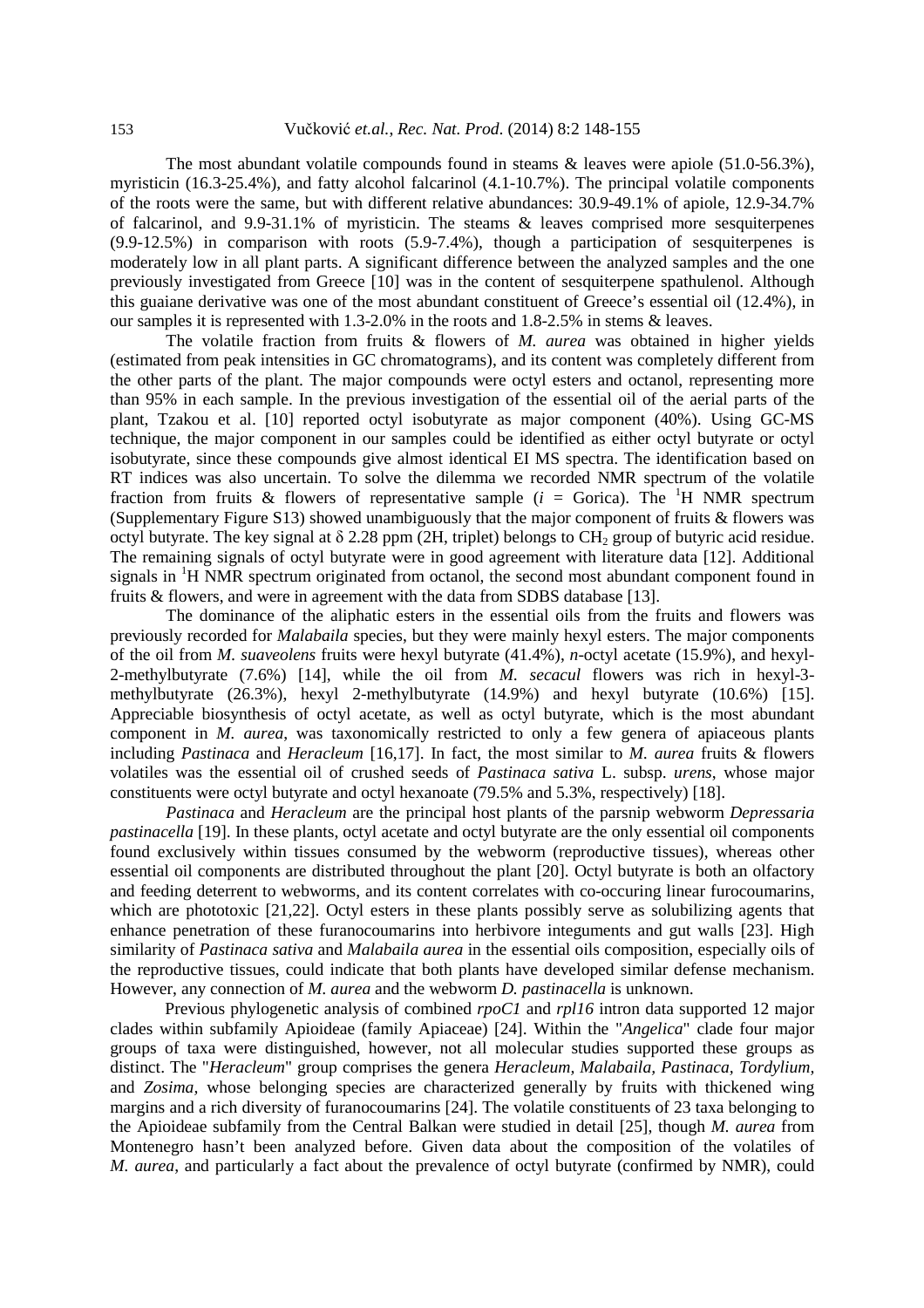The most abundant volatile compounds found in steams & leaves were apiole (51.0-56.3%), myristicin (16.3-25.4%), and fatty alcohol falcarinol (4.1-10.7%). The principal volatile components of the roots were the same, but with different relative abundances: 30.9-49.1% of apiole, 12.9-34.7% of falcarinol, and 9.9-31.1% of myristicin. The steams & leaves comprised more sesquiterpenes (9.9-12.5%) in comparison with roots (5.9-7.4%), though a participation of sesquiterpenes is moderately low in all plant parts. A significant difference between the analyzed samples and the one previously investigated from Greece [10] was in the content of sesquiterpene spathulenol. Although this guaiane derivative was one of the most abundant constituent of Greece's essential oil (12.4%), in our samples it is represented with 1.3-2.0% in the roots and 1.8-2.5% in stems & leaves.

The volatile fraction from fruits & flowers of *M. aurea* was obtained in higher yields (estimated from peak intensities in GC chromatograms), and its content was completely different from the other parts of the plant. The major compounds were octyl esters and octanol, representing more than 95% in each sample. In the previous investigation of the essential oil of the aerial parts of the plant, Tzakou et al. [10] reported octyl isobutyrate as major component (40%). Using GC-MS technique, the major component in our samples could be identified as either octyl butyrate or octyl isobutyrate, since these compounds give almost identical EI MS spectra. The identification based on RT indices was also uncertain. To solve the dilemma we recorded NMR spectrum of the volatile fraction from fruits & flowers of representative sample ($i$ = Gorica). The $^{1}H$ NMR spectrum (Supplementary Figure S13) showed unambiguously that the major component of fruits & flowers was octyl butyrate. The key signal at $\delta$ 2.28 ppm (2H, triplet) belongs to $CH_2$ group of butyric acid residue. The remaining signals of octyl butyrate were in good agreement with literature data [12]. Additional signals in $^{1}H$ NMR spectrum originated from octanol, the second most abundant component found in fruits & flowers, and were in agreement with the data from SDBS database [13].

The dominance of the aliphatic esters in the essential oils from the fruits and flowers was previously recorded for *Malabaila* species, but they were mainly hexyl esters. The major components of the oil from *M. suaveolens* fruits were hexyl butyrate (41.4%), *n*-octyl acetate (15.9%), and hexyl-2-methylbutyrate (7.6%) [14], while the oil from *M. secacul* flowers was rich in hexyl-3-methylbutyrate (26.3%), hexyl 2-methylbutyrate (14.9%) and hexyl butyrate (10.6%) [15]. Appreciable biosynthesis of octyl acetate, as well as octyl butyrate, which is the most abundant component in *M. aurea*, was taxonomically restricted to only a few genera of apiaceous plants including *Pastinaca* and *Heracleum* [16,17]. In fact, the most similar to *M. aurea* fruits & flowers volatiles was the essential oil of crushed seeds of *Pastinaca sativa* L. subsp. *urens*, whose major constituents were octyl butyrate and octyl hexanoate (79.5% and 5.3%, respectively) [18].

*Pastinaca* and *Heracleum* are the principal host plants of the parsnip webworm *Depressaria pastinacella* [19]. In these plants, octyl acetate and octyl butyrate are the only essential oil components found exclusively within tissues consumed by the webworm (reproductive tissues), whereas other essential oil components are distributed throughout the plant [20]. Octyl butyrate is both an olfactory and feeding deterrent to webworms, and its content correlates with co-occuring linear furocoumarins, which are phototoxic [21,22]. Octyl esters in these plants possibly serve as solubilizing agents that enhance penetration of these furanocoumarins into herbivore integuments and gut walls [23]. High similarity of *Pastinaca sativa* and *Malabaila aurea* in the essential oils composition, especially oils of the reproductive tissues, could indicate that both plants have developed similar defense mechanism. However, any connection of *M. aurea* and the webworm *D. pastinacella* is unknown.

Previous phylogenetic analysis of combined *rpoC1* and *rpl16* intron data supported 12 major clades within subfamily Apioideae (family Apiaceae) [24]. Within the "*Angelica*" clade four major groups of taxa were distinguished, however, not all molecular studies supported these groups as distinct. The "*Heracleum*" group comprises the genera *Heracleum*, *Malabaila*, *Pastinaca*, *Tordylium*, and *Zosima*, whose belonging species are characterized generally by fruits with thickened wing margins and a rich diversity of furanocoumarins [24]. The volatile constituents of 23 taxa belonging to the Apioideae subfamily from the Central Balkan were studied in detail [25], though *M. aurea* from Montenegro hasn't been analyzed before. Given data about the composition of the volatiles of *M. aurea*, and particularly a fact about the prevalence of octyl butyrate (confirmed by NMR), could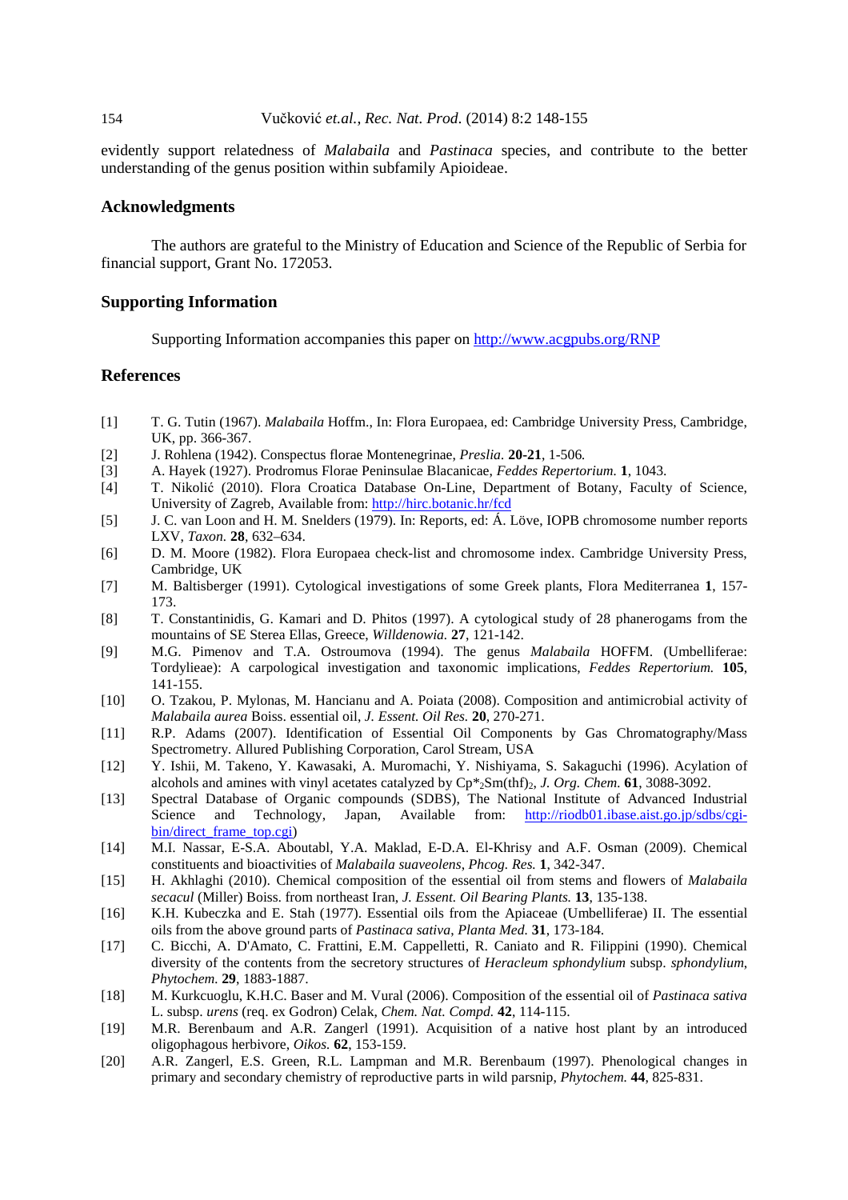evidently support relatedness of *Malabaila* and *Pastinaca* species, and contribute to the better understanding of the genus position within subfamily Apioideae.

## Acknowledgments

The authors are grateful to the Ministry of Education and Science of the Republic of Serbia for financial support, Grant No. 172053.

## Supporting Information

Supporting Information accompanies this paper on http://www.acgpubs.org/RNP

## References

[1] T. G. Tutin (1967). *Malabaila* Hoffm., In: Flora Europaea, ed: Cambridge University Press, Cambridge, UK, pp. 366-367.

[2] J. Rohlena (1942). Conspectus florae Montenegrinae, *Preslia*. **20-21**, 1-506.

[3] A. Hayek (1927). Prodromus Florae Peninsulae Blacanicae, *Feddes Repertorium.* **1**, 1043.

[4] T. Nikolić (2010). Flora Croatica Database On-Line, Department of Botany, Faculty of Science, University of Zagreb, Available from: http://hirc.botanic.hr/fcd

[5] J. C. van Loon and H. M. Snelders (1979). In: Reports, ed: Á. Löve, IOPB chromosome number reports LXV, *Taxon.* **28**, 632–634.

[6] D. M. Moore (1982). Flora Europaea check-list and chromosome index. Cambridge University Press, Cambridge, UK

[7] M. Baltisberger (1991). Cytological investigations of some Greek plants, Flora Mediterranea **1**, 157-173.

[8] T. Constantinidis, G. Kamari and D. Phitos (1997). A cytological study of 28 phanerogams from the mountains of SE Sterea Ellas, Greece, *Willdenowia.* **27**, 121-142.

[9] M.G. Pimenov and T.A. Ostroumova (1994). The genus *Malabaila* HOFFM. (Umbelliferae: Tordylieae): A carpological investigation and taxonomic implications, *Feddes Repertorium.* **105**, 141-155.

[10] O. Tzakou, P. Mylonas, M. Hancianu and A. Poiata (2008). Composition and antimicrobial activity of *Malabaila aurea* Boiss. essential oil, *J. Essent. Oil Res.* **20**, 270-271.

[11] R.P. Adams (2007). Identification of Essential Oil Components by Gas Chromatography/Mass Spectrometry. Allured Publishing Corporation, Carol Stream, USA

[12] Y. Ishii, M. Takeno, Y. Kawasaki, A. Muromachi, Y. Nishiyama, S. Sakaguchi (1996). Acylation of alcohols and amines with vinyl acetates catalyzed by $Cp^*_2Sm(thf)_2$, *J. Org. Chem.* **61**, 3088-3092.

[13] Spectral Database of Organic compounds (SDBS), The National Institute of Advanced Industrial Science and Technology, Japan, Available from: http://riodb01.ibase.aist.go.jp/sdbs/cgi-bin/direct_frame_top.cgi)

[14] M.I. Nassar, E-S.A. Aboutabl, Y.A. Maklad, E-D.A. El-Khrisy and A.F. Osman (2009). Chemical constituents and bioactivities of *Malabaila suaveolens*, *Phcog. Res.* **1**, 342-347.

[15] H. Akhlaghi (2010). Chemical composition of the essential oil from stems and flowers of *Malabaila secacul* (Miller) Boiss. from northeast Iran, *J. Essent. Oil Bearing Plants.* **13**, 135-138.

[16] K.H. Kubeczka and E. Stah (1977). Essential oils from the Apiaceae (Umbelliferae) II. The essential oils from the above ground parts of *Pastinaca sativa*, *Planta Med.* **31**, 173-184.

[17] C. Bicchi, A. D'Amato, C. Frattini, E.M. Cappelletti, R. Caniato and R. Filippini (1990). Chemical diversity of the contents from the secretory structures of *Heracleum sphondylium* subsp. *sphondylium*, *Phytochem.* **29**, 1883-1887.

[18] M. Kurkcuoglu, K.H.C. Baser and M. Vural (2006). Composition of the essential oil of *Pastinaca sativa* L. subsp. *urens* (req. ex Godron) Celak, *Chem. Nat. Compd.* **42**, 114-115.

[19] M.R. Berenbaum and A.R. Zangerl (1991). Acquisition of a native host plant by an introduced oligophagous herbivore, *Oikos.* **62**, 153-159.

[20] A.R. Zangerl, E.S. Green, R.L. Lampman and M.R. Berenbaum (1997). Phenological changes in primary and secondary chemistry of reproductive parts in wild parsnip, *Phytochem.* **44**, 825-831.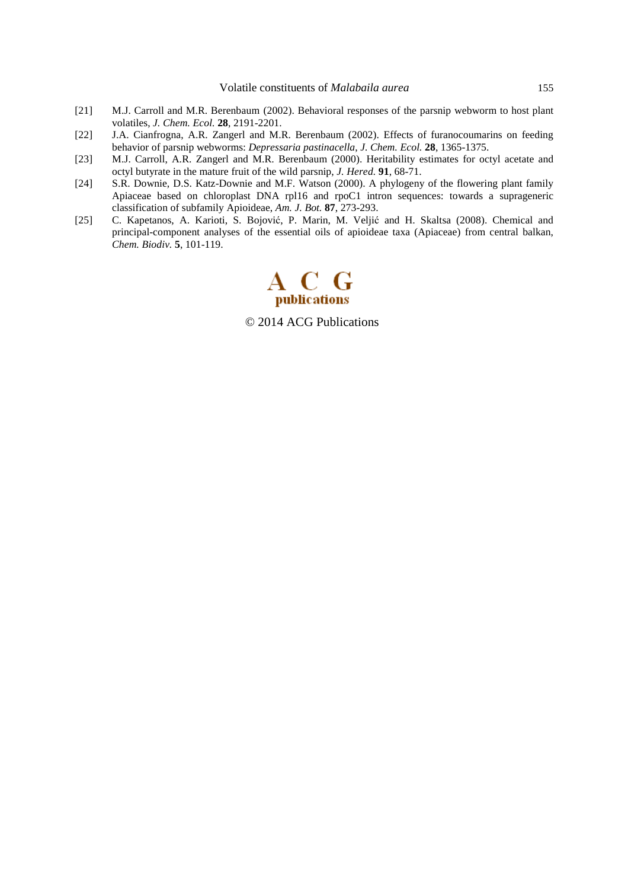[21] M.J. Carroll and M.R. Berenbaum (2002). Behavioral responses of the parsnip webworm to host plant volatiles, *J. Chem. Ecol.* **28**, 2191-2201.

[22] J.A. Cianfrogna, A.R. Zangerl and M.R. Berenbaum (2002). Effects of furanocoumarins on feeding behavior of parsnip webworms: *Depressaria pastinacella*, *J. Chem. Ecol.* **28**, 1365-1375.

[23] M.J. Carroll, A.R. Zangerl and M.R. Berenbaum (2000). Heritability estimates for octyl acetate and octyl butyrate in the mature fruit of the wild parsnip, *J. Hered.* **91**, 68-71.

[24] S.R. Downie, D.S. Katz-Downie and M.F. Watson (2000). A phylogeny of the flowering plant family Apiaceae based on chloroplast DNA rpl16 and rpoC1 intron sequences: towards a suprageneric classification of subfamily Apioideae, *Am. J. Bot.* **87**, 273-293.

[25] C. Kapetanos, A. Karioti, S. Bojović, P. Marin, M. Veljić and H. Skaltsa (2008). Chemical and principal-component analyses of the essential oils of apioideae taxa (Apiaceae) from central balkan, *Chem. Biodiv.* **5**, 101-119.

A C G
publications

© 2014 ACG Publications